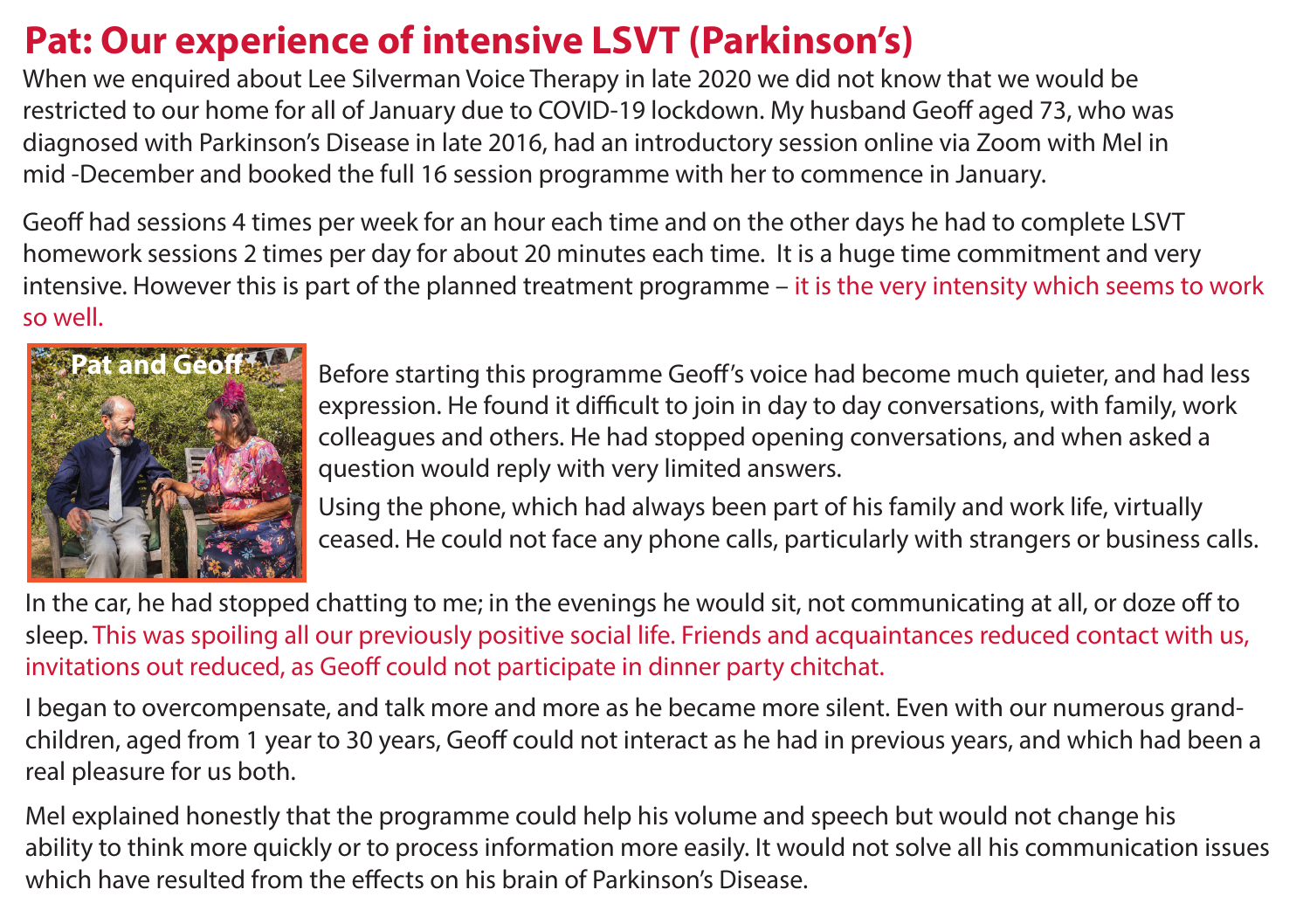# Pat: Our experience of intensive LSVT (Parkinson's)

When we enquired about Lee Silverman Voice Therapy in late 2020 we did not know that we would be restricted to our home for all of January due to COVID-19 lockdown. My husband Geoff aged 73, who was diagnosed with Parkinson's Disease in late 2016, had an introductory session online via Zoom with Mel in mid -December and booked the full 16 session programme with her to commence in January.

Geoff had sessions 4 times per week for an hour each time and on the other days he had to complete LSVT homework sessions 2 times per day for about 20 minutes each time. It is a huge time commitment and very intensive. However this is part of the planned treatment programme – it is the very intensity which seems to work so well.

Pat and Geoff

Before starting this programme Geoff's voice had become much quieter, and had less expression. He found it difficult to join in day to day conversations, with family, work colleagues and others. He had stopped opening conversations, and when asked a question would reply with very limited answers.

Using the phone, which had always been part of his family and work life, virtually ceased. He could not face any phone calls, particularly with strangers or business calls.

In the car, he had stopped chatting to me; in the evenings he would sit, not communicating at all, or doze off to sleep. This was spoiling all our previously positive social life. Friends and acquaintances reduced contact with us, invitations out reduced, as Geoff could not participate in dinner party chitchat.

I began to overcompensate, and talk more and more as he became more silent. Even with our numerous grand-children, aged from 1 year to 30 years, Geoff could not interact as he had in previous years, and which had been a real pleasure for us both.

Mel explained honestly that the programme could help his volume and speech but would not change his ability to think more quickly or to process information more easily. It would not solve all his communication issues which have resulted from the effects on his brain of Parkinson's Disease.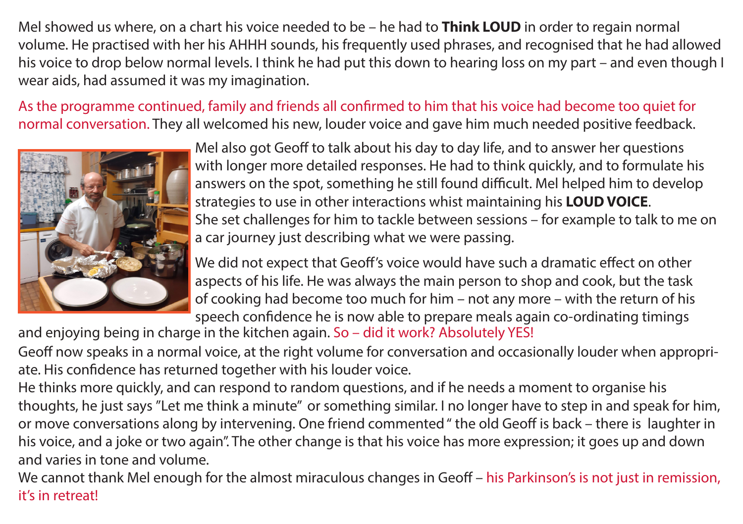Mel showed us where, on a chart his voice needed to be – he had to **Think LOUD** in order to regain normal volume. He practised with her his AHHH sounds, his frequently used phrases, and recognised that he had allowed his voice to drop below normal levels. I think he had put this down to hearing loss on my part – and even though I wear aids, had assumed it was my imagination.

As the programme continued, family and friends all confirmed to him that his voice had become too quiet for normal conversation. They all welcomed his new, louder voice and gave him much needed positive feedback.

Mel also got Geoff to talk about his day to day life, and to answer her questions with longer more detailed responses. He had to think quickly, and to formulate his answers on the spot, something he still found difficult. Mel helped him to develop strategies to use in other interactions whist maintaining his **LOUD VOICE**.
She set challenges for him to tackle between sessions – for example to talk to me on a car journey just describing what we were passing.

We did not expect that Geoff's voice would have such a dramatic effect on other aspects of his life. He was always the main person to shop and cook, but the task of cooking had become too much for him – not any more – with the return of his speech confidence he is now able to prepare meals again co-ordinating timings and enjoying being in charge in the kitchen again. So – did it work? Absolutely YES!

Geoff now speaks in a normal voice, at the right volume for conversation and occasionally louder when appropriate. His confidence has returned together with his louder voice.
He thinks more quickly, and can respond to random questions, and if he needs a moment to organise his thoughts, he just says "Let me think a minute" or something similar. I no longer have to step in and speak for him, or move conversations along by intervening. One friend commented " the old Geoff is back – there is laughter in his voice, and a joke or two again". The other change is that his voice has more expression; it goes up and down and varies in tone and volume.
We cannot thank Mel enough for the almost miraculous changes in Geoff – his Parkinson's is not just in remission, it's in retreat!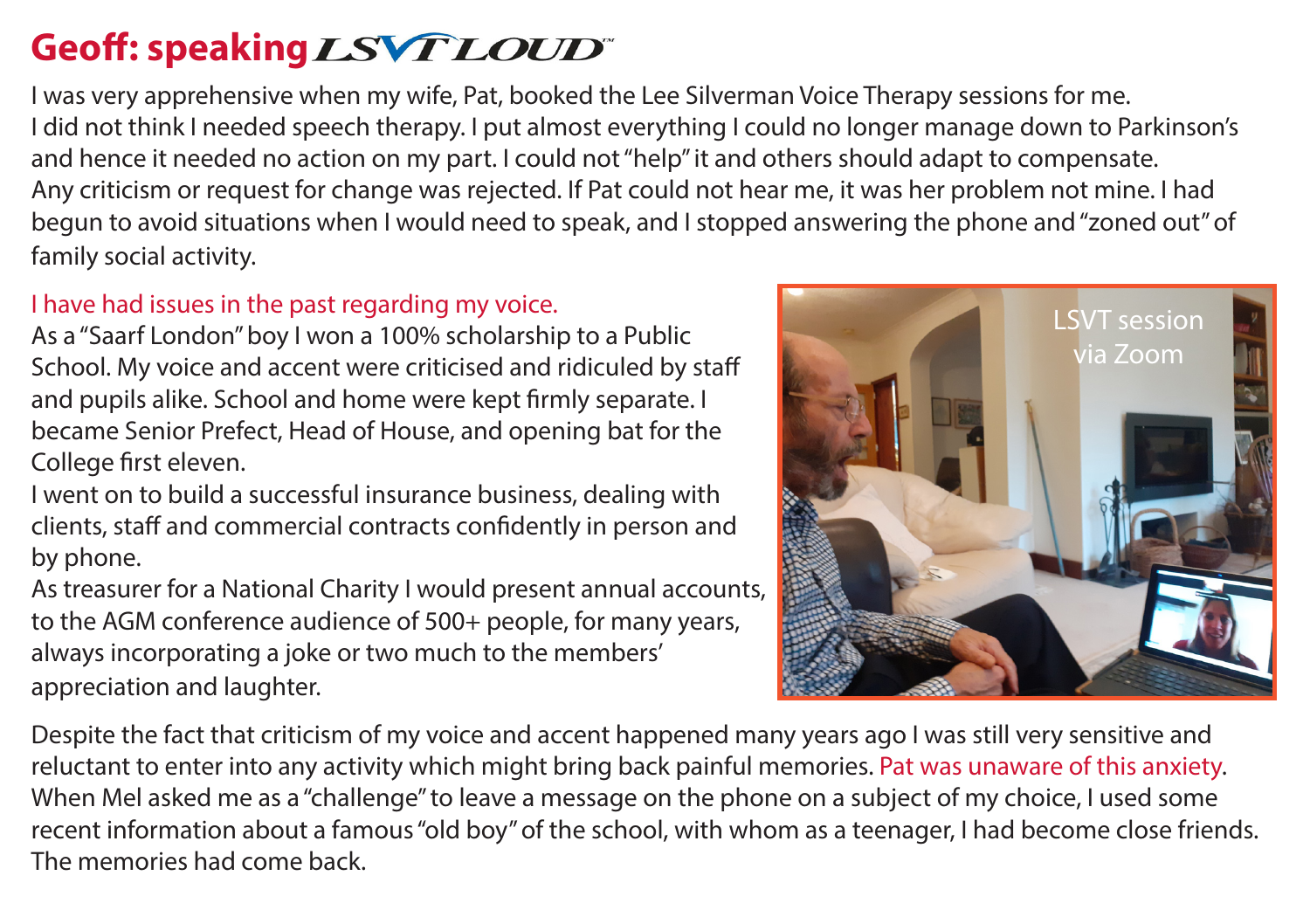# Geoff: speaking LSVT LOUD™

I was very apprehensive when my wife, Pat, booked the Lee Silverman Voice Therapy sessions for me. I did not think I needed speech therapy. I put almost everything I could no longer manage down to Parkinson's and hence it needed no action on my part. I could not "help" it and others should adapt to compensate. Any criticism or request for change was rejected. If Pat could not hear me, it was her problem not mine. I had begun to avoid situations when I would need to speak, and I stopped answering the phone and "zoned out" of family social activity.

I have had issues in the past regarding my voice.

As a "Saarf London" boy I won a 100% scholarship to a Public School. My voice and accent were criticised and ridiculed by staff and pupils alike. School and home were kept firmly separate. I became Senior Prefect, Head of House, and opening bat for the College first eleven.

I went on to build a successful insurance business, dealing with clients, staff and commercial contracts confidently in person and by phone.

As treasurer for a National Charity I would present annual accounts, to the AGM conference audience of 500+ people, for many years, always incorporating a joke or two much to the members' appreciation and laughter.

LSVT session via Zoom

Despite the fact that criticism of my voice and accent happened many years ago I was still very sensitive and reluctant to enter into any activity which might bring back painful memories. Pat was unaware of this anxiety. When Mel asked me as a "challenge" to leave a message on the phone on a subject of my choice, I used some recent information about a famous "old boy" of the school, with whom as a teenager, I had become close friends. The memories had come back.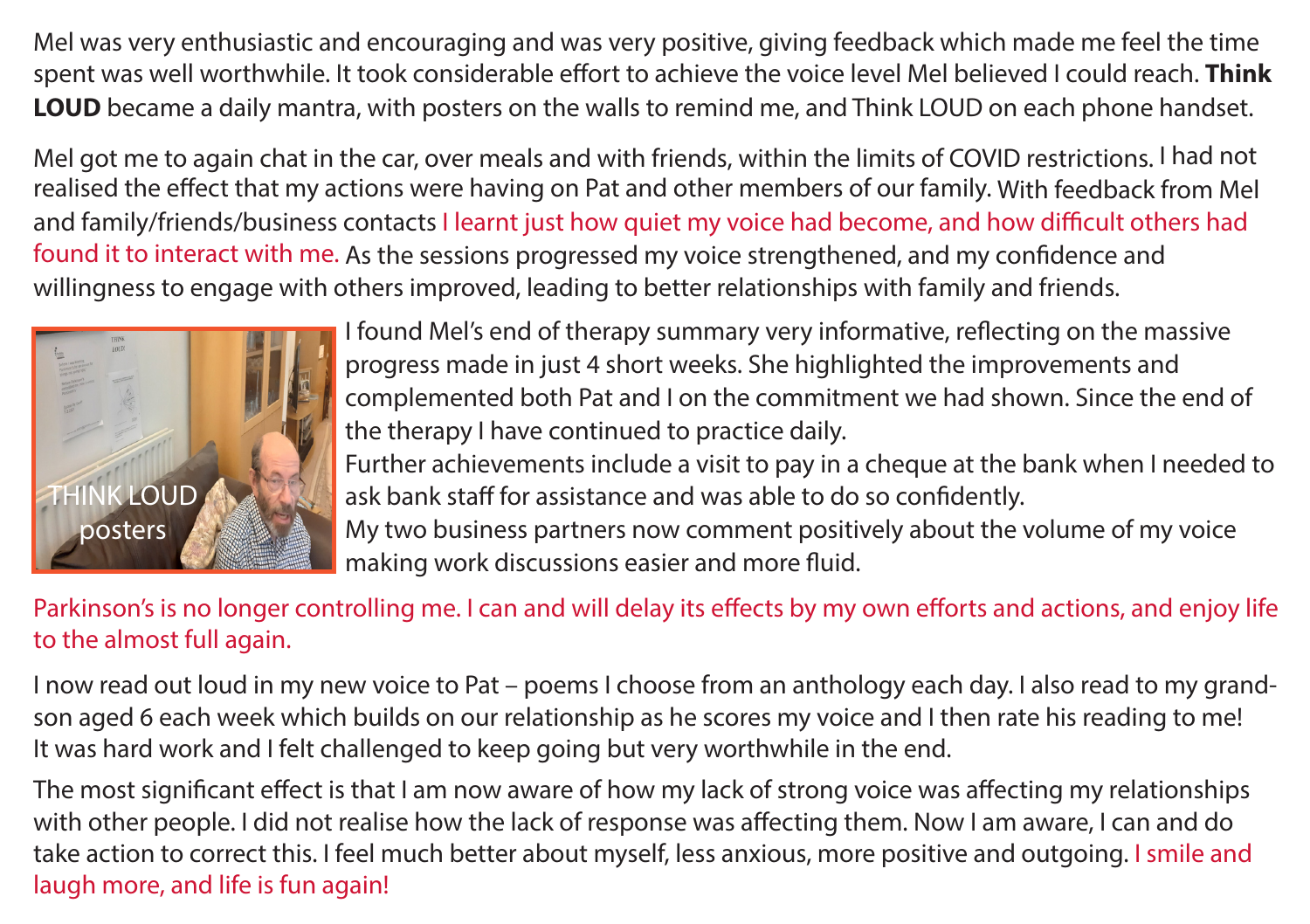Mel was very enthusiastic and encouraging and was very positive, giving feedback which made me feel the time spent was well worthwhile. It took considerable effort to achieve the voice level Mel believed I could reach. **Think LOUD** became a daily mantra, with posters on the walls to remind me, and Think LOUD on each phone handset.

Mel got me to again chat in the car, over meals and with friends, within the limits of COVID restrictions. I had not realised the effect that my actions were having on Pat and other members of our family. With feedback from Mel and family/friends/business contacts I learnt just how quiet my voice had become, and how difficult others had found it to interact with me. As the sessions progressed my voice strengthened, and my confidence and willingness to engage with others improved, leading to better relationships with family and friends.

THINK LOUD posters

I found Mel's end of therapy summary very informative, reflecting on the massive progress made in just 4 short weeks. She highlighted the improvements and complemented both Pat and I on the commitment we had shown. Since the end of the therapy I have continued to practice daily.

Further achievements include a visit to pay in a cheque at the bank when I needed to ask bank staff for assistance and was able to do so confidently.

My two business partners now comment positively about the volume of my voice making work discussions easier and more fluid.

Parkinson's is no longer controlling me. I can and will delay its effects by my own efforts and actions, and enjoy life to the almost full again.

I now read out loud in my new voice to Pat – poems I choose from an anthology each day. I also read to my grandson aged 6 each week which builds on our relationship as he scores my voice and I then rate his reading to me! It was hard work and I felt challenged to keep going but very worthwhile in the end.

The most significant effect is that I am now aware of how my lack of strong voice was affecting my relationships with other people. I did not realise how the lack of response was affecting them. Now I am aware, I can and do take action to correct this. I feel much better about myself, less anxious, more positive and outgoing. I smile and laugh more, and life is fun again!